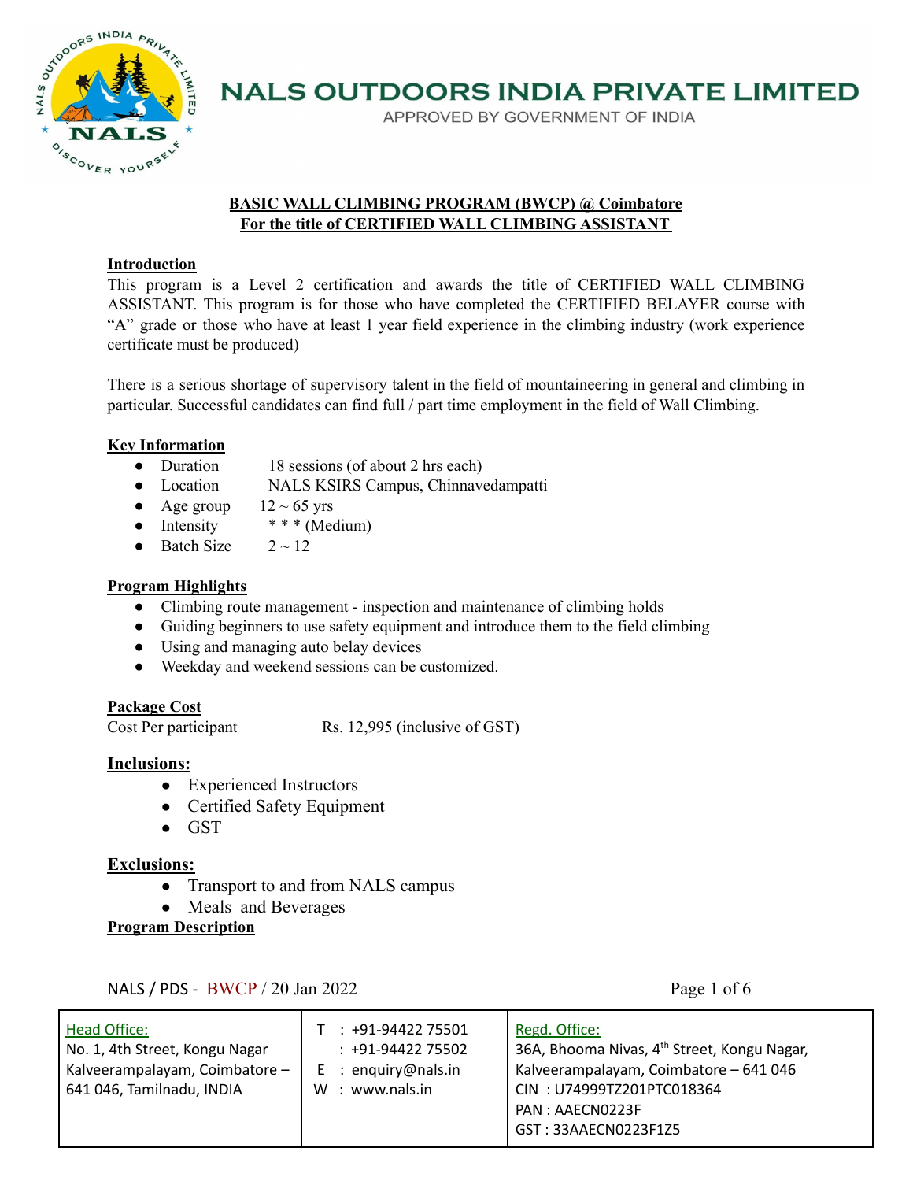# NALS OUTDOORS INDIA PRIVATE LIMITED

APPROVED BY GOVERNMENT OF INDIA

## BASIC WALL CLIMBING PROGRAM (BWCP) @ Coimbatore
## For the title of CERTIFIED WALL CLIMBING ASSISTANT

### Introduction

This program is a Level 2 certification and awards the title of CERTIFIED WALL CLIMBING ASSISTANT. This program is for those who have completed the CERTIFIED BELAYER course with "A" grade or those who have at least 1 year field experience in the climbing industry (work experience certificate must be produced)

There is a serious shortage of supervisory talent in the field of mountaineering in general and climbing in particular. Successful candidates can find full / part time employment in the field of Wall Climbing.

### Key Information

- Duration 18 sessions (of about 2 hrs each)
- Location NALS KSIRS Campus, Chinnavedampatti
- Age group 12 ~ 65 yrs
- Intensity * * * (Medium)
- Batch Size 2 ~ 12

### Program Highlights

- Climbing route management - inspection and maintenance of climbing holds
- Guiding beginners to use safety equipment and introduce them to the field climbing
- Using and managing auto belay devices
- Weekday and weekend sessions can be customized.

### Package Cost

Cost Per participant Rs. 12,995 (inclusive of GST)

### Inclusions:

- Experienced Instructors
- Certified Safety Equipment
- GST

### Exclusions:

- Transport to and from NALS campus
- Meals and Beverages

### Program Description

NALS / PDS - BWCP / 20 Jan 2022

| Head Office:<br>No. 1, 4th Street, Kongu Nagar<br>Kalveerampalayam, Coimbatore – 641 046, Tamilnadu, INDIA | T : +91-94422 75501<br>: +91-94422 75502<br>E : enquiry@nals.in<br>W : www.nals.in | Regd. Office:<br>36A, Bhooma Nivas, 4th Street, Kongu Nagar, Kalveerampalayam, Coimbatore – 641 046<br>CIN : U74999TZ201PTC018364<br>PAN : AAECN0223F<br>GST : 33AAECN0223F1Z5 |
|---|---|---|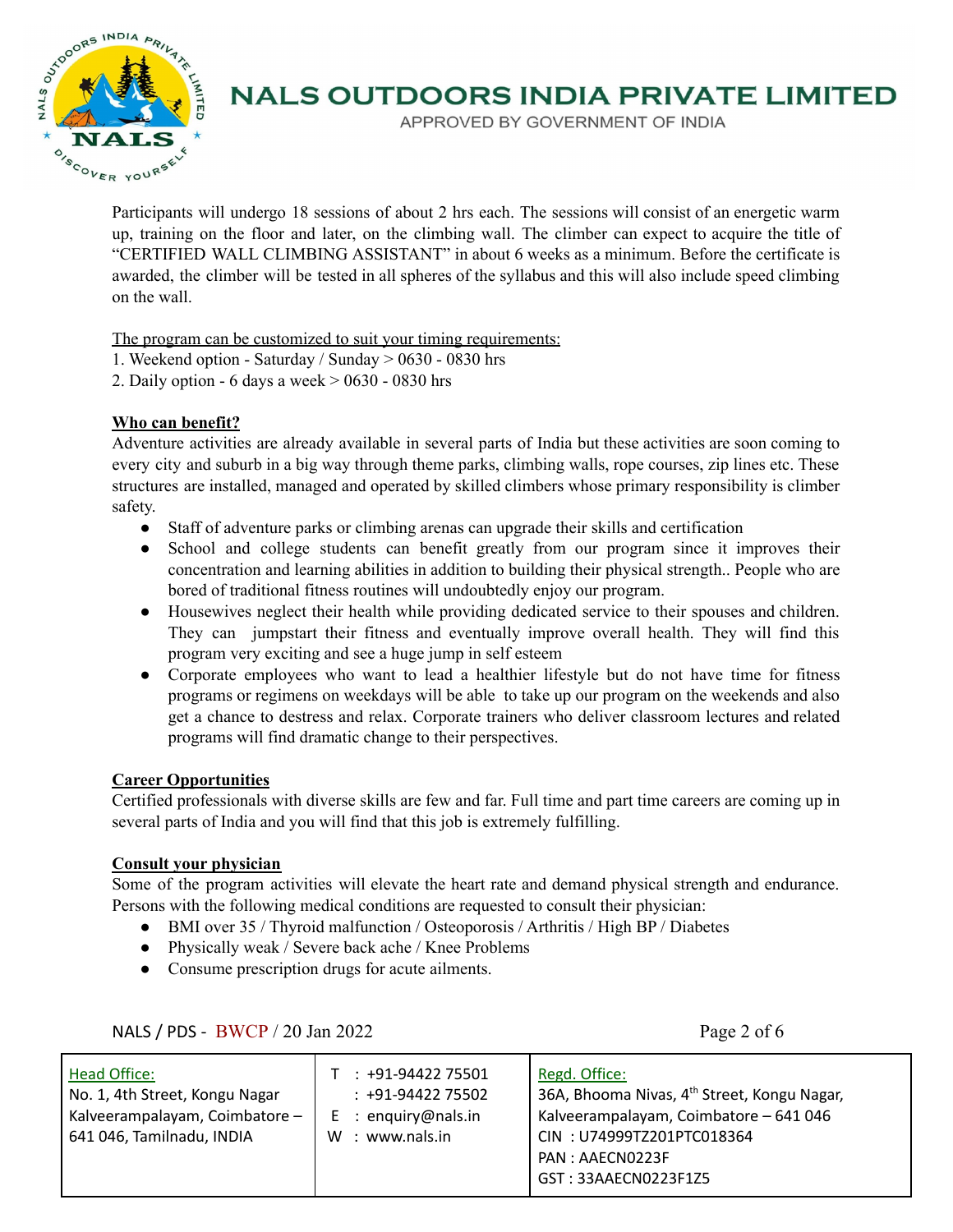Participants will undergo 18 sessions of about 2 hrs each. The sessions will consist of an energetic warm up, training on the floor and later, on the climbing wall. The climber can expect to acquire the title of "CERTIFIED WALL CLIMBING ASSISTANT" in about 6 weeks as a minimum. Before the certificate is awarded, the climber will be tested in all spheres of the syllabus and this will also include speed climbing on the wall.

<u>The program can be customized to suit your timing requirements:</u>

1. Weekend option - Saturday / Sunday > 0630 - 0830 hrs
2. Daily option - 6 days a week > 0630 - 0830 hrs

**<u>Who can benefit?</u>**

Adventure activities are already available in several parts of India but these activities are soon coming to every city and suburb in a big way through theme parks, climbing walls, rope courses, zip lines etc. These structures are installed, managed and operated by skilled climbers whose primary responsibility is climber safety.

- Staff of adventure parks or climbing arenas can upgrade their skills and certification
- School and college students can benefit greatly from our program since it improves their concentration and learning abilities in addition to building their physical strength.. People who are bored of traditional fitness routines will undoubtedly enjoy our program.
- Housewives neglect their health while providing dedicated service to their spouses and children. They can jumpstart their fitness and eventually improve overall health. They will find this program very exciting and see a huge jump in self esteem
- Corporate employees who want to lead a healthier lifestyle but do not have time for fitness programs or regimens on weekdays will be able to take up our program on the weekends and also get a chance to destress and relax. Corporate trainers who deliver classroom lectures and related programs will find dramatic change to their perspectives.

**<u>Career Opportunities</u>**

Certified professionals with diverse skills are few and far. Full time and part time careers are coming up in several parts of India and you will find that this job is extremely fulfilling.

**<u>Consult your physician</u>**

Some of the program activities will elevate the heart rate and demand physical strength and endurance. Persons with the following medical conditions are requested to consult their physician:

- BMI over 35 / Thyroid malfunction / Osteoporosis / Arthritis / High BP / Diabetes
- Physically weak / Severe back ache / Knee Problems
- Consume prescription drugs for acute ailments.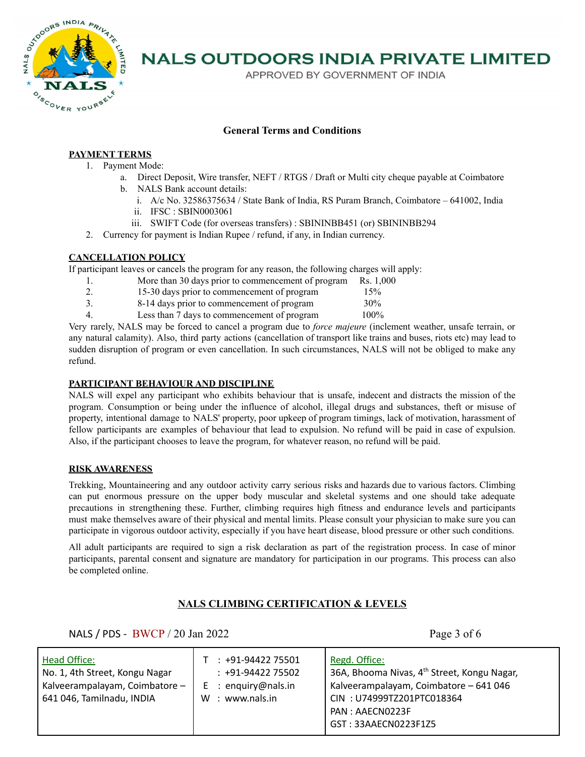# NALS OUTDOORS INDIA PRIVATE LIMITED

APPROVED BY GOVERNMENT OF INDIA

## General Terms and Conditions

### PAYMENT TERMS

1. Payment Mode:
    a. Direct Deposit, Wire transfer, NEFT / RTGS / Draft or Multi city cheque payable at Coimbatore
    b. NALS Bank account details:
        i. A/c No. 32586375634 / State Bank of India, RS Puram Branch, Coimbatore – 641002, India
        ii. IFSC : SBIN0003061
        iii. SWIFT Code (for overseas transfers) : SBININBB451 (or) SBININBB294
2. Currency for payment is Indian Rupee / refund, if any, in Indian currency.

### CANCELLATION POLICY

If participant leaves or cancels the program for any reason, the following charges will apply:

| | | |
|---|---|---|
| 1. | More than 30 days prior to commencement of program | Rs. 1,000 |
| 2. | 15-30 days prior to commencement of program | 15% |
| 3. | 8-14 days prior to commencement of program | 30% |
| 4. | Less than 7 days to commencement of program | 100% |

Very rarely, NALS may be forced to cancel a program due to *force majeure* (inclement weather, unsafe terrain, or any natural calamity). Also, third party actions (cancellation of transport like trains and buses, riots etc) may lead to sudden disruption of program or even cancellation. In such circumstances, NALS will not be obliged to make any refund.

### PARTICIPANT BEHAVIOUR AND DISCIPLINE

NALS will expel any participant who exhibits behaviour that is unsafe, indecent and distracts the mission of the program. Consumption or being under the influence of alcohol, illegal drugs and substances, theft or misuse of property, intentional damage to NALS' property, poor upkeep of program timings, lack of motivation, harassment of fellow participants are examples of behaviour that lead to expulsion. No refund will be paid in case of expulsion. Also, if the participant chooses to leave the program, for whatever reason, no refund will be paid.

### RISK AWARENESS

Trekking, Mountaineering and any outdoor activity carry serious risks and hazards due to various factors. Climbing can put enormous pressure on the upper body muscular and skeletal systems and one should take adequate precautions in strengthening these. Further, climbing requires high fitness and endurance levels and participants must make themselves aware of their physical and mental limits. Please consult your physician to make sure you can participate in vigorous outdoor activity, especially if you have heart disease, blood pressure or other such conditions.

All adult participants are required to sign a risk declaration as part of the registration process. In case of minor participants, parental consent and signature are mandatory for participation in our programs. This process can also be completed online.

## NALS CLIMBING CERTIFICATION & LEVELS

NALS / PDS - BWCP / 20 Jan 2022

| Head Office: | | Regd. Office: |
|---|---|---|
| No. 1, 4th Street, Kongu Nagar Kalveerampalayam, Coimbatore – 641 046, Tamilnadu, INDIA | T : +91-94422 75501 : +91-94422 75502 E : enquiry@nals.in W : www.nals.in | 36A, Bhooma Nivas, 4th Street, Kongu Nagar, Kalveerampalayam, Coimbatore – 641 046 CIN : U74999TZ201PTC018364 PAN : AAECN0223F GST : 33AAECN0223F1Z5 |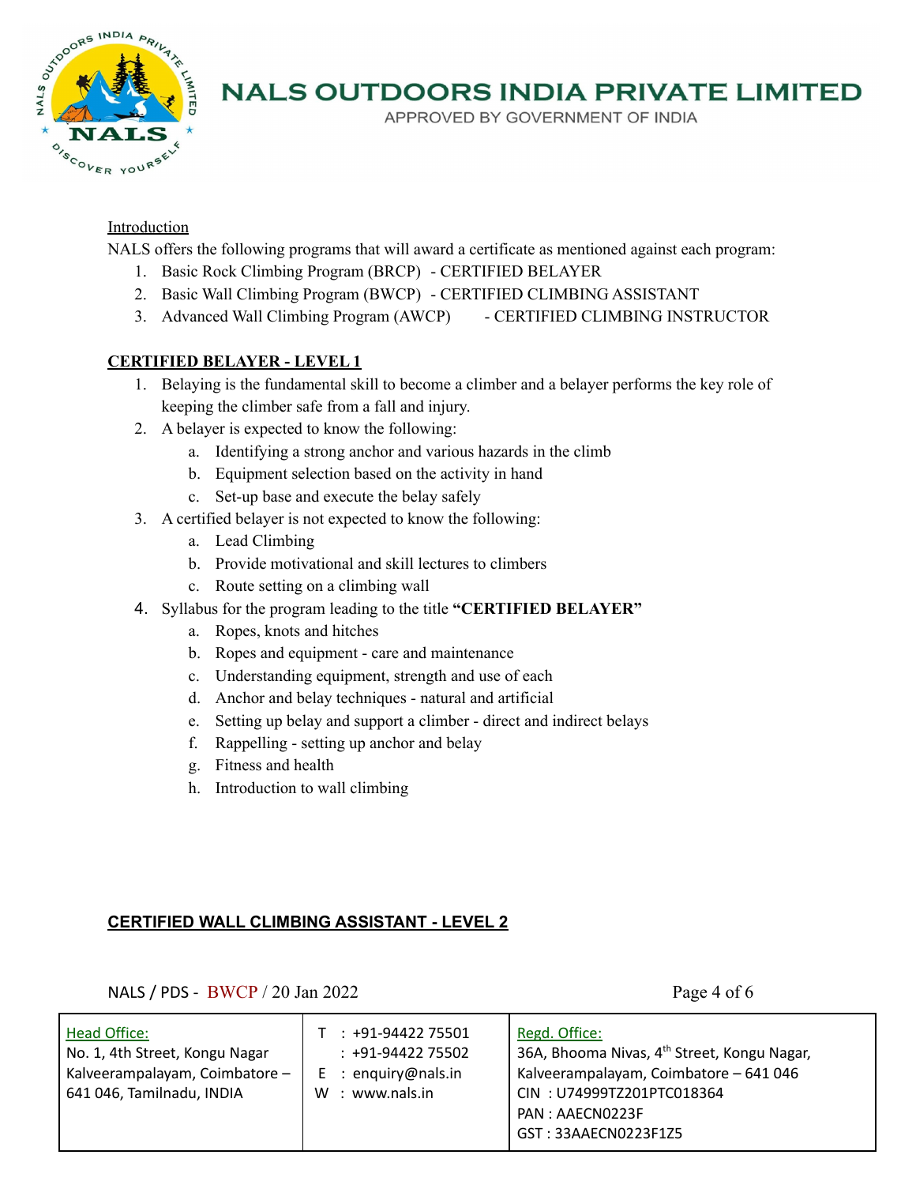Introduction

NALS offers the following programs that will award a certificate as mentioned against each program:

1. Basic Rock Climbing Program (BRCP) - CERTIFIED BELAYER
2. Basic Wall Climbing Program (BWCP) - CERTIFIED CLIMBING ASSISTANT
3. Advanced Wall Climbing Program (AWCP) - CERTIFIED CLIMBING INSTRUCTOR

## CERTIFIED BELAYER - LEVEL 1

1. Belaying is the fundamental skill to become a climber and a belayer performs the key role of keeping the climber safe from a fall and injury.
2. A belayer is expected to know the following:
   a. Identifying a strong anchor and various hazards in the climb
   b. Equipment selection based on the activity in hand
   c. Set-up base and execute the belay safely
3. A certified belayer is not expected to know the following:
   a. Lead Climbing
   b. Provide motivational and skill lectures to climbers
   c. Route setting on a climbing wall
4. Syllabus for the program leading to the title **"CERTIFIED BELAYER"**
   a. Ropes, knots and hitches
   b. Ropes and equipment - care and maintenance
   c. Understanding equipment, strength and use of each
   d. Anchor and belay techniques - natural and artificial
   e. Setting up belay and support a climber - direct and indirect belays
   f. Rappelling - setting up anchor and belay
   g. Fitness and health
   h. Introduction to wall climbing

## CERTIFIED WALL CLIMBING ASSISTANT - LEVEL 2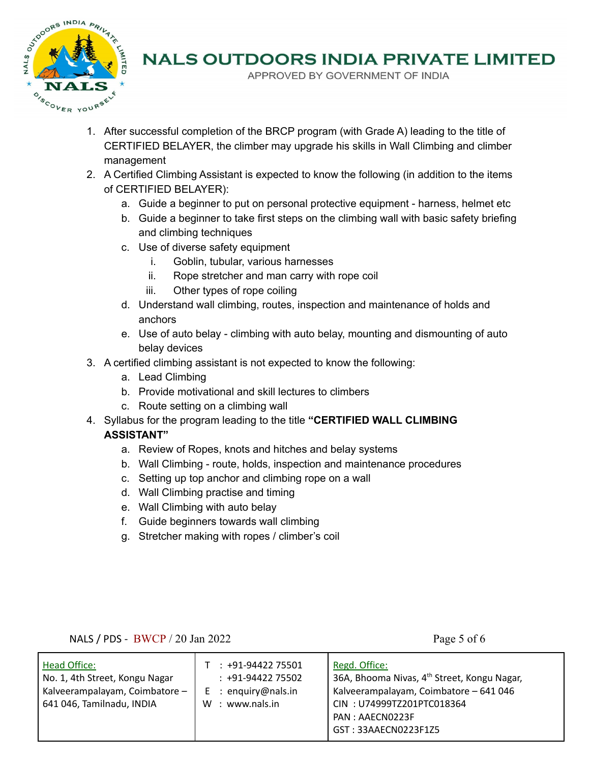1. After successful completion of the BRCP program (with Grade A) leading to the title of CERTIFIED BELAYER, the climber may upgrade his skills in Wall Climbing and climber management
2. A Certified Climbing Assistant is expected to know the following (in addition to the items of CERTIFIED BELAYER):
   a. Guide a beginner to put on personal protective equipment - harness, helmet etc
   b. Guide a beginner to take first steps on the climbing wall with basic safety briefing and climbing techniques
   c. Use of diverse safety equipment
      i. Goblin, tubular, various harnesses
      ii. Rope stretcher and man carry with rope coil
      iii. Other types of rope coiling
   d. Understand wall climbing, routes, inspection and maintenance of holds and anchors
   e. Use of auto belay - climbing with auto belay, mounting and dismounting of auto belay devices
3. A certified climbing assistant is not expected to know the following:
   a. Lead Climbing
   b. Provide motivational and skill lectures to climbers
   c. Route setting on a climbing wall
4. Syllabus for the program leading to the title **"CERTIFIED WALL CLIMBING ASSISTANT"**
   a. Review of Ropes, knots and hitches and belay systems
   b. Wall Climbing - route, holds, inspection and maintenance procedures
   c. Setting up top anchor and climbing rope on a wall
   d. Wall Climbing practise and timing
   e. Wall Climbing with auto belay
   f. Guide beginners towards wall climbing
   g. Stretcher making with ropes / climber's coil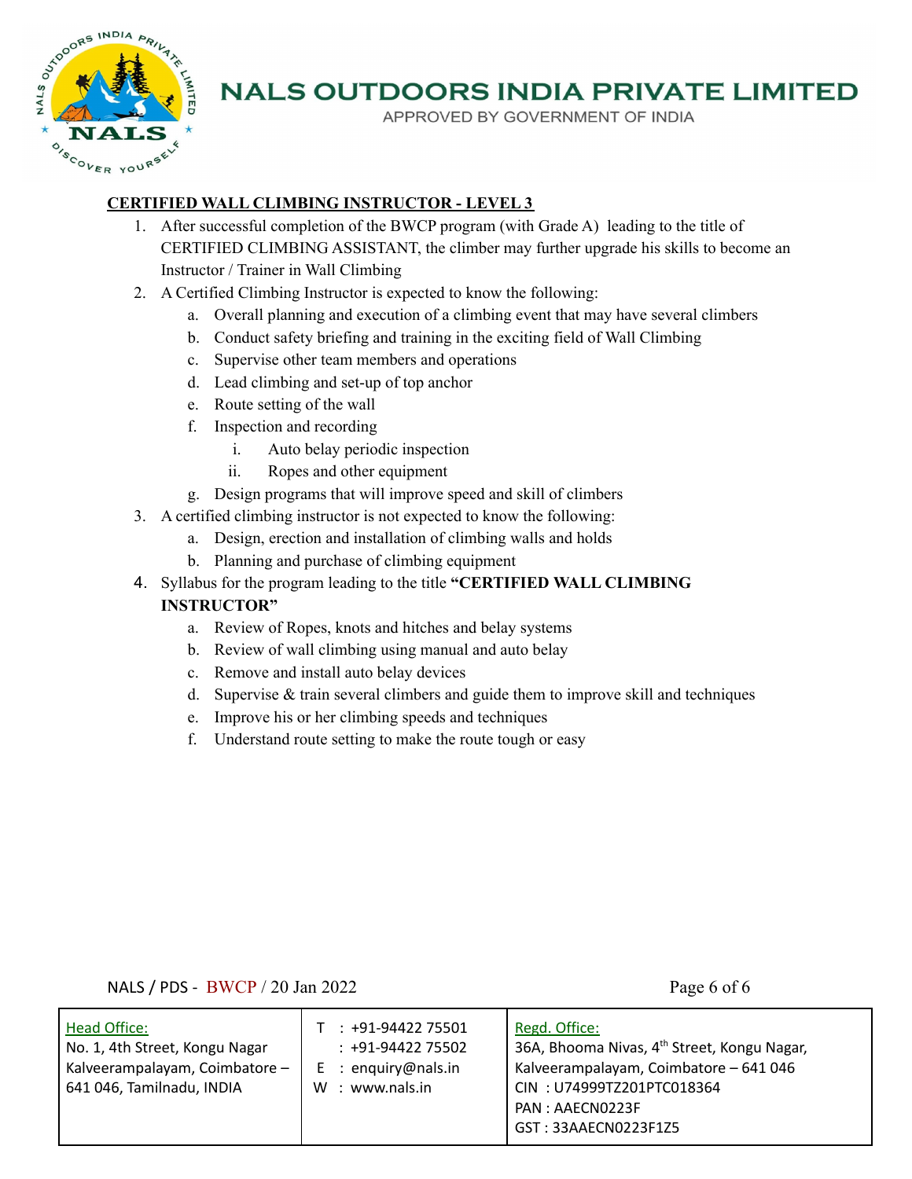**CERTIFIED WALL CLIMBING INSTRUCTOR - LEVEL 3**

1. After successful completion of the BWCP program (with Grade A) leading to the title of CERTIFIED CLIMBING ASSISTANT, the climber may further upgrade his skills to become an Instructor / Trainer in Wall Climbing
2. A Certified Climbing Instructor is expected to know the following:
   a. Overall planning and execution of a climbing event that may have several climbers
   b. Conduct safety briefing and training in the exciting field of Wall Climbing
   c. Supervise other team members and operations
   d. Lead climbing and set-up of top anchor
   e. Route setting of the wall
   f. Inspection and recording
      i. Auto belay periodic inspection
      ii. Ropes and other equipment
   g. Design programs that will improve speed and skill of climbers
3. A certified climbing instructor is not expected to know the following:
   a. Design, erection and installation of climbing walls and holds
   b. Planning and purchase of climbing equipment
4. Syllabus for the program leading to the title **"CERTIFIED WALL CLIMBING INSTRUCTOR"**
   a. Review of Ropes, knots and hitches and belay systems
   b. Review of wall climbing using manual and auto belay
   c. Remove and install auto belay devices
   d. Supervise & train several climbers and guide them to improve skill and techniques
   e. Improve his or her climbing speeds and techniques
   f. Understand route setting to make the route tough or easy